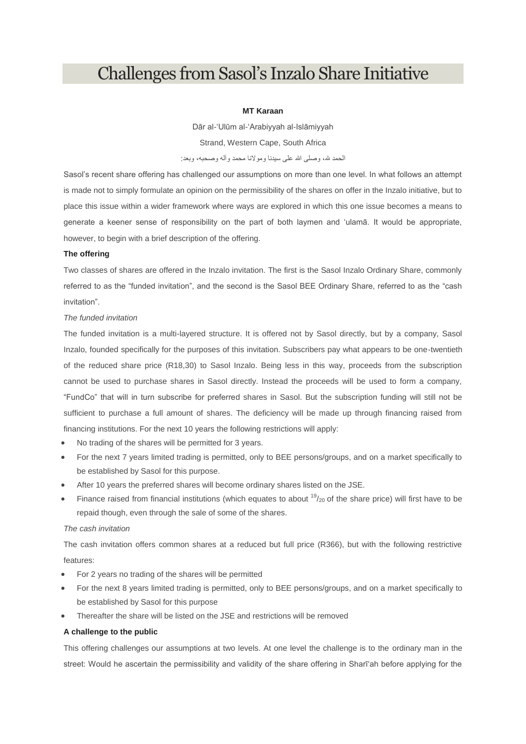# Challenges from Sasol's Inzalo Share Initiative

**MT Karaan**

Dār al-'Ulūm al-'Arabiyyah al-Islāmiyyah

Strand, Western Cape, South Africa

الحمد لله، وصلى الله على سيدنا ومولانا محمد وآله وصحبه، وبعد:

Sasol's recent share offering has challenged our assumptions on more than one level. In what follows an attempt is made not to simply formulate an opinion on the permissibility of the shares on offer in the Inzalo initiative, but to place this issue within a wider framework where ways are explored in which this one issue becomes a means to generate a keener sense of responsibility on the part of both laymen and 'ulamā. It would be appropriate, however, to begin with a brief description of the offering.

**The offering**

Two classes of shares are offered in the Inzalo invitation. The first is the Sasol Inzalo Ordinary Share, commonly referred to as the "funded invitation", and the second is the Sasol BEE Ordinary Share, referred to as the "cash invitation".

*The funded invitation*

The funded invitation is a multi-layered structure. It is offered not by Sasol directly, but by a company, Sasol Inzalo, founded specifically for the purposes of this invitation. Subscribers pay what appears to be one-twentieth of the reduced share price (R18,30) to Sasol Inzalo. Being less in this way, proceeds from the subscription cannot be used to purchase shares in Sasol directly. Instead the proceeds will be used to form a company, "FundCo" that will in turn subscribe for preferred shares in Sasol. But the subscription funding will still not be sufficient to purchase a full amount of shares. The deficiency will be made up through financing raised from financing institutions. For the next 10 years the following restrictions will apply:

- No trading of the shares will be permitted for 3 years.
- For the next 7 years limited trading is permitted, only to BEE persons/groups, and on a market specifically to be established by Sasol for this purpose.
- After 10 years the preferred shares will become ordinary shares listed on the JSE.
- Finance raised from financial institutions (which equates to about $^{19}/_{20}$ of the share price) will first have to be repaid though, even through the sale of some of the shares.

*The cash invitation*

The cash invitation offers common shares at a reduced but full price (R366), but with the following restrictive features:

- For 2 years no trading of the shares will be permitted
- For the next 8 years limited trading is permitted, only to BEE persons/groups, and on a market specifically to be established by Sasol for this purpose
- Thereafter the share will be listed on the JSE and restrictions will be removed

**A challenge to the public**

This offering challenges our assumptions at two levels. At one level the challenge is to the ordinary man in the street: Would he ascertain the permissibility and validity of the share offering in Sharī'ah before applying for the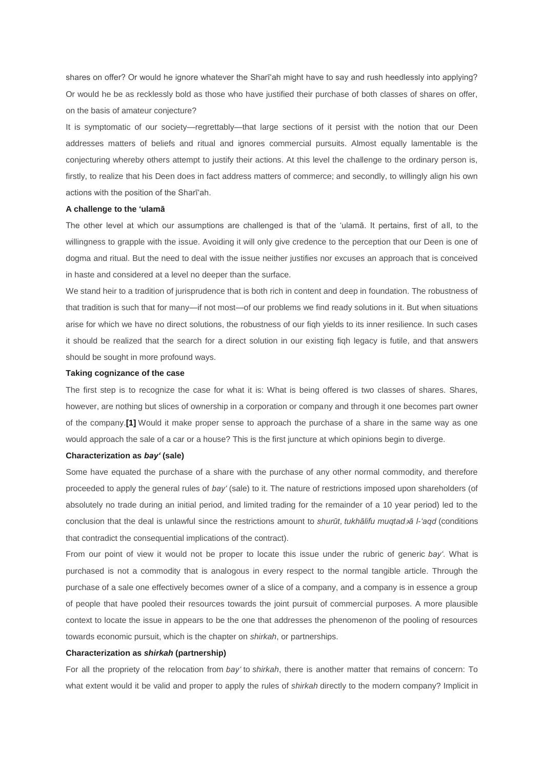shares on offer? Or would he ignore whatever the Sharī'ah might have to say and rush heedlessly into applying? Or would he be as recklessly bold as those who have justified their purchase of both classes of shares on offer, on the basis of amateur conjecture?

It is symptomatic of our society—regrettably—that large sections of it persist with the notion that our Deen addresses matters of beliefs and ritual and ignores commercial pursuits. Almost equally lamentable is the conjecturing whereby others attempt to justify their actions. At this level the challenge to the ordinary person is, firstly, to realize that his Deen does in fact address matters of commerce; and secondly, to willingly align his own actions with the position of the Sharī'ah.

**A challenge to the 'ulamā**

The other level at which our assumptions are challenged is that of the 'ulamā. It pertains, first of all, to the willingness to grapple with the issue. Avoiding it will only give credence to the perception that our Deen is one of dogma and ritual. But the need to deal with the issue neither justifies nor excuses an approach that is conceived in haste and considered at a level no deeper than the surface.

We stand heir to a tradition of jurisprudence that is both rich in content and deep in foundation. The robustness of that tradition is such that for many—if not most—of our problems we find ready solutions in it. But when situations arise for which we have no direct solutions, the robustness of our fiqh yields to its inner resilience. In such cases it should be realized that the search for a direct solution in our existing fiqh legacy is futile, and that answers should be sought in more profound ways.

**Taking cognizance of the case**

The first step is to recognize the case for what it is: What is being offered is two classes of shares. Shares, however, are nothing but slices of ownership in a corporation or company and through it one becomes part owner of the company.**[1]** Would it make proper sense to approach the purchase of a share in the same way as one would approach the sale of a car or a house? This is the first juncture at which opinions begin to diverge.

**Characterization as *bay'* (sale)**

Some have equated the purchase of a share with the purchase of any other normal commodity, and therefore proceeded to apply the general rules of *bay'* (sale) to it. The nature of restrictions imposed upon shareholders (of absolutely no trade during an initial period, and limited trading for the remainder of a 10 year period) led to the conclusion that the deal is unlawful since the restrictions amount to *shurūt, tukhālifu muqtaḍā l-'aqd* (conditions that contradict the consequential implications of the contract).

From our point of view it would not be proper to locate this issue under the rubric of generic *bay'*. What is purchased is not a commodity that is analogous in every respect to the normal tangible article. Through the purchase of a sale one effectively becomes owner of a slice of a company, and a company is in essence a group of people that have pooled their resources towards the joint pursuit of commercial purposes. A more plausible context to locate the issue in appears to be the one that addresses the phenomenon of the pooling of resources towards economic pursuit, which is the chapter on *shirkah*, or partnerships.

**Characterization as *shirkah* (partnership)**

For all the propriety of the relocation from *bay'* to *shirkah*, there is another matter that remains of concern: To what extent would it be valid and proper to apply the rules of *shirkah* directly to the modern company? Implicit in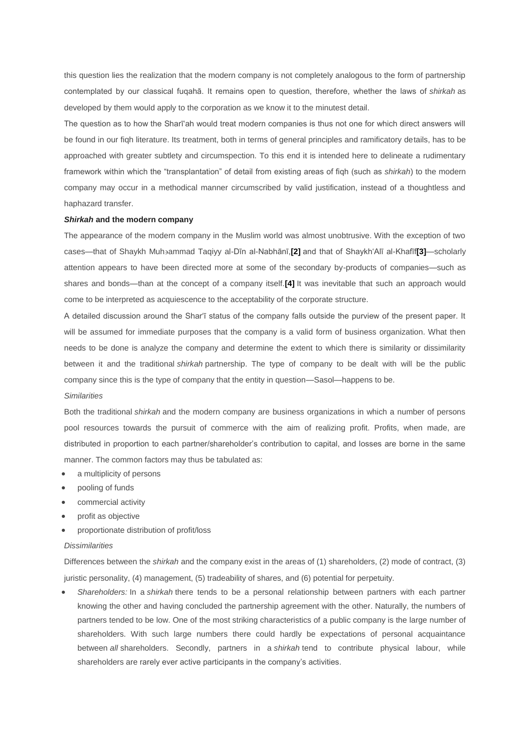this question lies the realization that the modern company is not completely analogous to the form of partnership contemplated by our classical fuqahā. It remains open to question, therefore, whether the laws of *shirkah* as developed by them would apply to the corporation as we know it to the minutest detail.

The question as to how the Sharī'ah would treat modern companies is thus not one for which direct answers will be found in our fiqh literature. Its treatment, both in terms of general principles and ramificatory details, has to be approached with greater subtlety and circumspection. To this end it is intended here to delineate a rudimentary framework within which the "transplantation" of detail from existing areas of fiqh (such as *shirkah*) to the modern company may occur in a methodical manner circumscribed by valid justification, instead of a thoughtless and haphazard transfer.

### ***Shirkah* and the modern company**

The appearance of the modern company in the Muslim world was almost unobtrusive. With the exception of two cases—that of Shaykh Muhammad Taqiyy al-Dīn al-Nabhānī,**[2]** and that of Shaykh'Alī al-Khafīf**[3]**—scholarly attention appears to have been directed more at some of the secondary by-products of companies—such as shares and bonds—than at the concept of a company itself.**[4]** It was inevitable that such an approach would come to be interpreted as acquiescence to the acceptability of the corporate structure.

A detailed discussion around the Shar'ī status of the company falls outside the purview of the present paper. It will be assumed for immediate purposes that the company is a valid form of business organization. What then needs to be done is analyze the company and determine the extent to which there is similarity or dissimilarity between it and the traditional *shirkah* partnership. The type of company to be dealt with will be the public company since this is the type of company that the entity in question—Sasol—happens to be.

*Similarities*

Both the traditional *shirkah* and the modern company are business organizations in which a number of persons pool resources towards the pursuit of commerce with the aim of realizing profit. Profits, when made, are distributed in proportion to each partner/shareholder's contribution to capital, and losses are borne in the same manner. The common factors may thus be tabulated as:

- a multiplicity of persons
- pooling of funds
- commercial activity
- profit as objective
- proportionate distribution of profit/loss

*Dissimilarities*

Differences between the *shirkah* and the company exist in the areas of (1) shareholders, (2) mode of contract, (3) juristic personality, (4) management, (5) tradeability of shares, and (6) potential for perpetuity.

- *Shareholders:* In a *shirkah* there tends to be a personal relationship between partners with each partner knowing the other and having concluded the partnership agreement with the other. Naturally, the numbers of partners tended to be low. One of the most striking characteristics of a public company is the large number of shareholders. With such large numbers there could hardly be expectations of personal acquaintance between *all* shareholders. Secondly, partners in a *shirkah* tend to contribute physical labour, while shareholders are rarely ever active participants in the company's activities.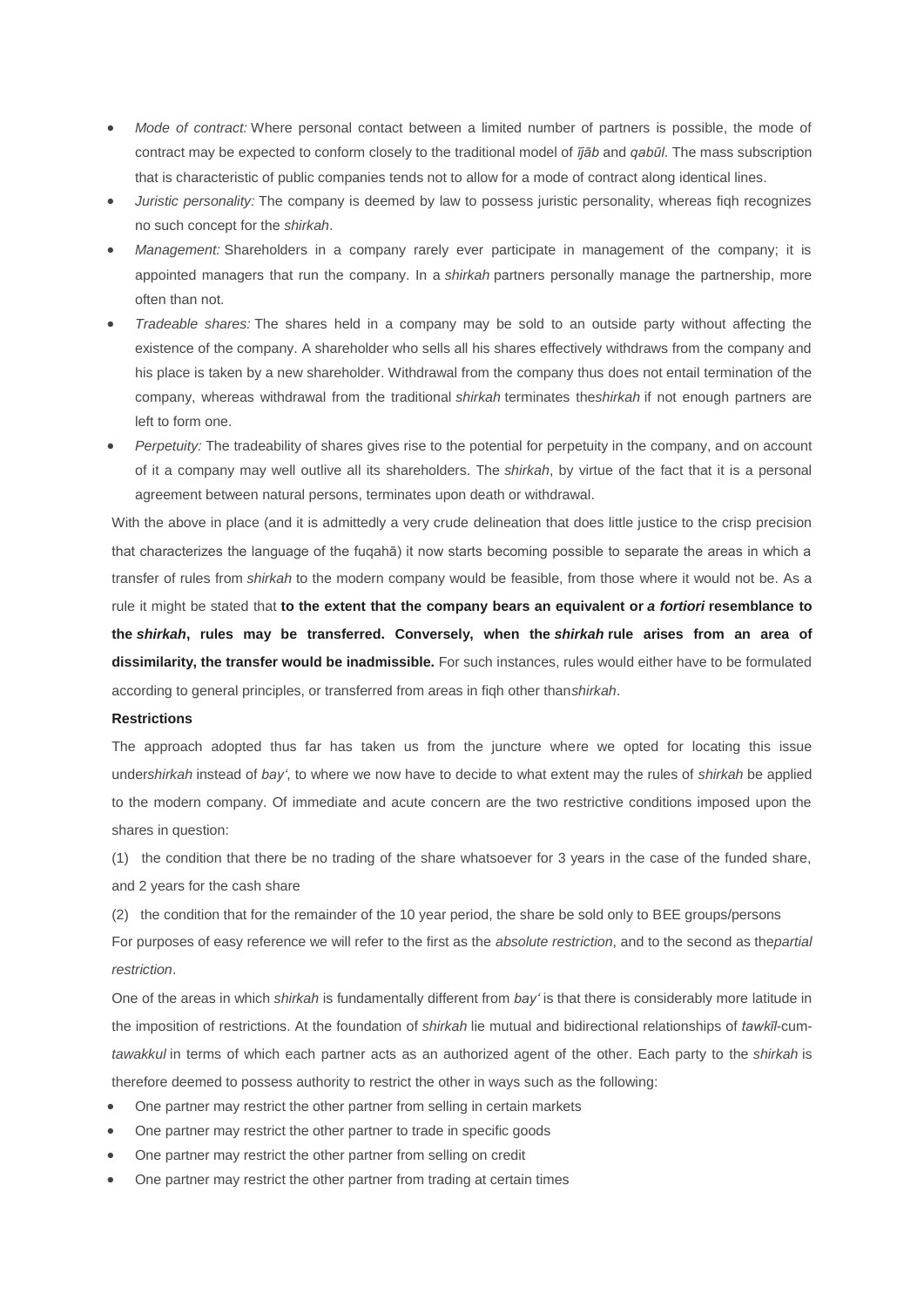- *Mode of contract:* Where personal contact between a limited number of partners is possible, the mode of contract may be expected to conform closely to the traditional model of *ījāb* and *qabūl*. The mass subscription that is characteristic of public companies tends not to allow for a mode of contract along identical lines.
- *Juristic personality:* The company is deemed by law to possess juristic personality, whereas fiqh recognizes no such concept for the *shirkah*.
- *Management:* Shareholders in a company rarely ever participate in management of the company; it is appointed managers that run the company. In a *shirkah* partners personally manage the partnership, more often than not.
- *Tradeable shares:* The shares held in a company may be sold to an outside party without affecting the existence of the company. A shareholder who sells all his shares effectively withdraws from the company and his place is taken by a new shareholder. Withdrawal from the company thus does not entail termination of the company, whereas withdrawal from the traditional *shirkah* terminates the*shirkah* if not enough partners are left to form one.
- *Perpetuity:* The tradeability of shares gives rise to the potential for perpetuity in the company, and on account of it a company may well outlive all its shareholders. The *shirkah*, by virtue of the fact that it is a personal agreement between natural persons, terminates upon death or withdrawal.

With the above in place (and it is admittedly a very crude delineation that does little justice to the crisp precision that characterizes the language of the fuqahā) it now starts becoming possible to separate the areas in which a transfer of rules from *shirkah* to the modern company would be feasible, from those where it would not be. As a rule it might be stated that **to the extent that the company bears an equivalent or *a fortiori* resemblance to the *shirkah*, rules may be transferred. Conversely, when the *shirkah* rule arises from an area of dissimilarity, the transfer would be inadmissible.** For such instances, rules would either have to be formulated according to general principles, or transferred from areas in fiqh other than*shirkah*.

**Restrictions**

The approach adopted thus far has taken us from the juncture where we opted for locating this issue under*shirkah* instead of *bay'*, to where we now have to decide to what extent may the rules of *shirkah* be applied to the modern company. Of immediate and acute concern are the two restrictive conditions imposed upon the shares in question:

(1) the condition that there be no trading of the share whatsoever for 3 years in the case of the funded share, and 2 years for the cash share

(2) the condition that for the remainder of the 10 year period, the share be sold only to BEE groups/persons

For purposes of easy reference we will refer to the first as the *absolute restriction*, and to the second as the*partial restriction*.

One of the areas in which *shirkah* is fundamentally different from *bay'* is that there is considerably more latitude in the imposition of restrictions. At the foundation of *shirkah* lie mutual and bidirectional relationships of *tawkīl*-cum-*tawakkul* in terms of which each partner acts as an authorized agent of the other. Each party to the *shirkah* is therefore deemed to possess authority to restrict the other in ways such as the following:

- One partner may restrict the other partner from selling in certain markets
- One partner may restrict the other partner to trade in specific goods
- One partner may restrict the other partner from selling on credit
- One partner may restrict the other partner from trading at certain times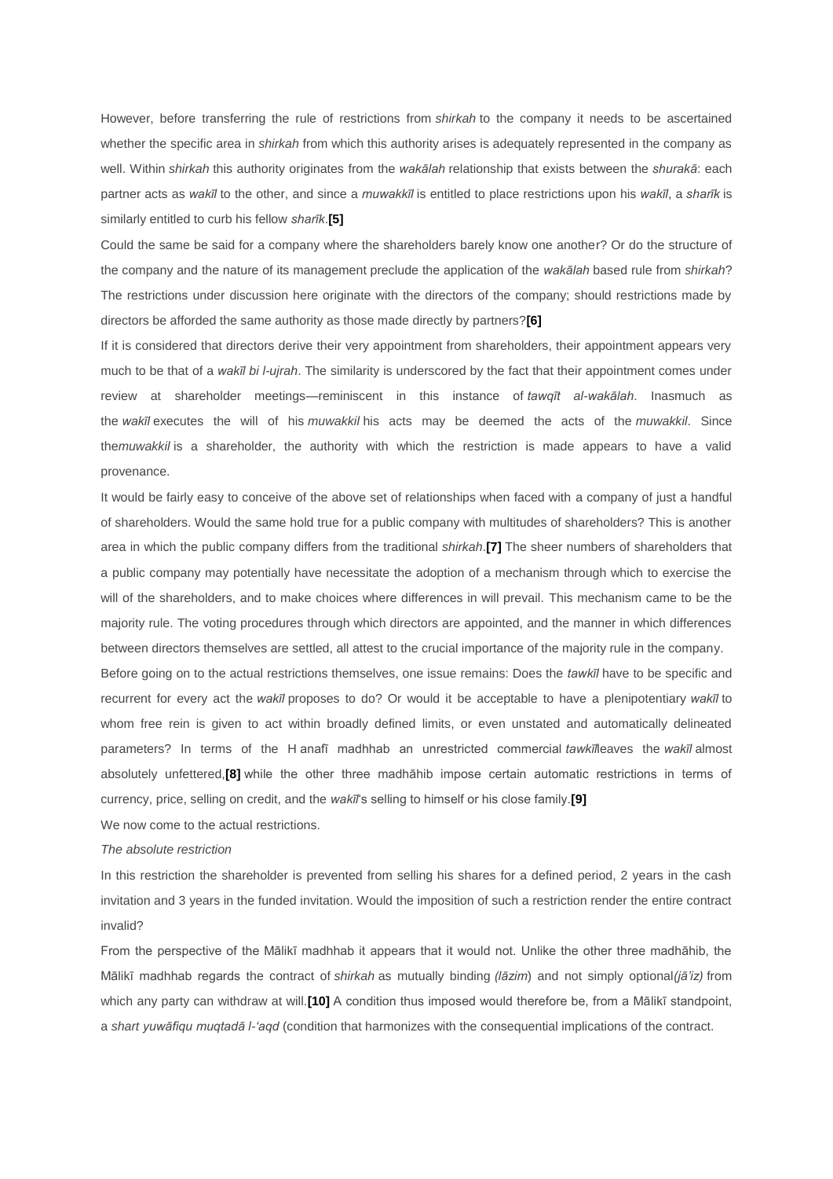However, before transferring the rule of restrictions from *shirkah* to the company it needs to be ascertained whether the specific area in *shirkah* from which this authority arises is adequately represented in the company as well. Within *shirkah* this authority originates from the *wakālah* relationship that exists between the *shurakā*: each partner acts as *wakīl* to the other, and since a *muwakkīl* is entitled to place restrictions upon his *wakīl*, a *sharīk* is similarly entitled to curb his fellow *sharīk*.**[5]**

Could the same be said for a company where the shareholders barely know one another? Or do the structure of the company and the nature of its management preclude the application of the *wakālah* based rule from *shirkah*? The restrictions under discussion here originate with the directors of the company; should restrictions made by directors be afforded the same authority as those made directly by partners?**[6]**

If it is considered that directors derive their very appointment from shareholders, their appointment appears very much to be that of a *wakīl bi l-ujrah*. The similarity is underscored by the fact that their appointment comes under review at shareholder meetings—reminiscent in this instance of *tawqīt al-wakālah*. Inasmuch as the *wakīl* executes the will of his *muwakkil* his acts may be deemed the acts of the *muwakkil*. Since the*muwakkil* is a shareholder, the authority with which the restriction is made appears to have a valid provenance.

It would be fairly easy to conceive of the above set of relationships when faced with a company of just a handful of shareholders. Would the same hold true for a public company with multitudes of shareholders? This is another area in which the public company differs from the traditional *shirkah*.**[7]** The sheer numbers of shareholders that a public company may potentially have necessitate the adoption of a mechanism through which to exercise the will of the shareholders, and to make choices where differences in will prevail. This mechanism came to be the majority rule. The voting procedures through which directors are appointed, and the manner in which differences between directors themselves are settled, all attest to the crucial importance of the majority rule in the company.

Before going on to the actual restrictions themselves, one issue remains: Does the *tawkīl* have to be specific and recurrent for every act the *wakīl* proposes to do? Or would it be acceptable to have a plenipotentiary *wakīl* to whom free rein is given to act within broadly defined limits, or even unstated and automatically delineated parameters? In terms of the Ḥanafī madhhab an unrestricted commercial *tawkīl*leaves the *wakīl* almost absolutely unfettered,**[8]** while the other three madhāhib impose certain automatic restrictions in terms of currency, price, selling on credit, and the *wakīl*'s selling to himself or his close family.**[9]**

We now come to the actual restrictions.

*The absolute restriction*

In this restriction the shareholder is prevented from selling his shares for a defined period, 2 years in the cash invitation and 3 years in the funded invitation. Would the imposition of such a restriction render the entire contract invalid?

From the perspective of the Mālikī madhhab it appears that it would not. Unlike the other three madhāhib, the Mālikī madhhab regards the contract of *shirkah* as mutually binding *(lāzim*) and not simply optional*(jā'iz)* from which any party can withdraw at will.**[10]** A condition thus imposed would therefore be, from a Mālikī standpoint, a *shart yuwāfiqu muqtadā l-'aqd* (condition that harmonizes with the consequential implications of the contract.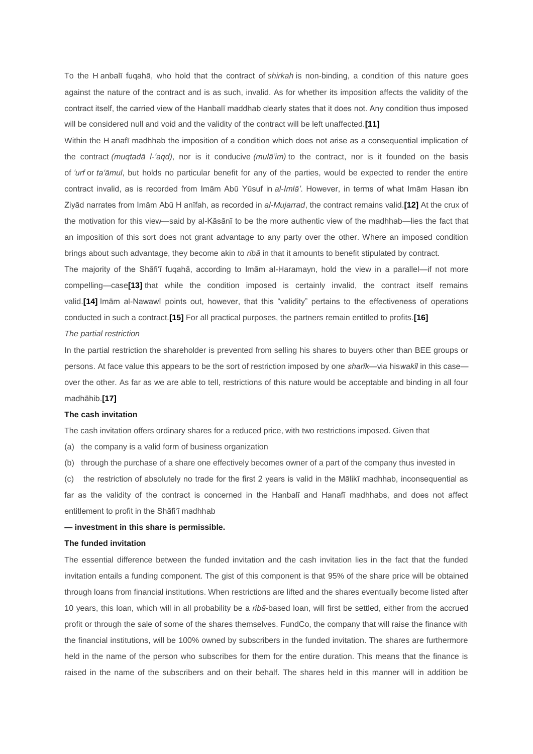To the H anbalī fuqahā, who hold that the contract of *shirkah* is non-binding, a condition of this nature goes against the nature of the contract and is as such, invalid. As for whether its imposition affects the validity of the contract itself, the carried view of the Hanbalī maddhab clearly states that it does not. Any condition thus imposed will be considered null and void and the validity of the contract will be left unaffected.**[11]**

Within the H anafī madhhab the imposition of a condition which does not arise as a consequential implication of the contract *(muqtadā l-'aqd)*, nor is it conducive *(mulā'im)* to the contract, nor is it founded on the basis of *'urf* or *ta'āmul*, but holds no particular benefit for any of the parties, would be expected to render the entire contract invalid, as is recorded from Imām Abū Yūsuf in *al-Imlā'*. However, in terms of what Imām Hasan ibn Ziyād narrates from Imām Abū H anīfah, as recorded in *al-Mujarrad*, the contract remains valid.**[12]** At the crux of the motivation for this view—said by al-Kāsānī to be the more authentic view of the madhhab—lies the fact that an imposition of this sort does not grant advantage to any party over the other. Where an imposed condition brings about such advantage, they become akin to *ribā* in that it amounts to benefit stipulated by contract.

The majority of the Shāfi'ī fuqahā, according to Imām al-Haramayn, hold the view in a parallel—if not more compelling—case**[13]** that while the condition imposed is certainly invalid, the contract itself remains valid.**[14]** Imām al-Nawawī points out, however, that this "validity" pertains to the effectiveness of operations conducted in such a contract.**[15]** For all practical purposes, the partners remain entitled to profits.**[16]**

*The partial restriction*

In the partial restriction the shareholder is prevented from selling his shares to buyers other than BEE groups or persons. At face value this appears to be the sort of restriction imposed by one *sharīk*—via his*wakīl* in this case—over the other. As far as we are able to tell, restrictions of this nature would be acceptable and binding in all four madhāhib.**[17]**

**The cash invitation**

The cash invitation offers ordinary shares for a reduced price, with two restrictions imposed. Given that

(a) the company is a valid form of business organization

(b) through the purchase of a share one effectively becomes owner of a part of the company thus invested in

(c) the restriction of absolutely no trade for the first 2 years is valid in the Mālikī madhhab, inconsequential as far as the validity of the contract is concerned in the Hanbalī and Hanafī madhhabs, and does not affect entitlement to profit in the Shāfi'ī madhhab

**— investment in this share is permissible.**

**The funded invitation**

The essential difference between the funded invitation and the cash invitation lies in the fact that the funded invitation entails a funding component. The gist of this component is that 95% of the share price will be obtained through loans from financial institutions. When restrictions are lifted and the shares eventually become listed after 10 years, this loan, which will in all probability be a *ribā*-based loan, will first be settled, either from the accrued profit or through the sale of some of the shares themselves. FundCo, the company that will raise the finance with the financial institutions, will be 100% owned by subscribers in the funded invitation. The shares are furthermore held in the name of the person who subscribes for them for the entire duration. This means that the finance is raised in the name of the subscribers and on their behalf. The shares held in this manner will in addition be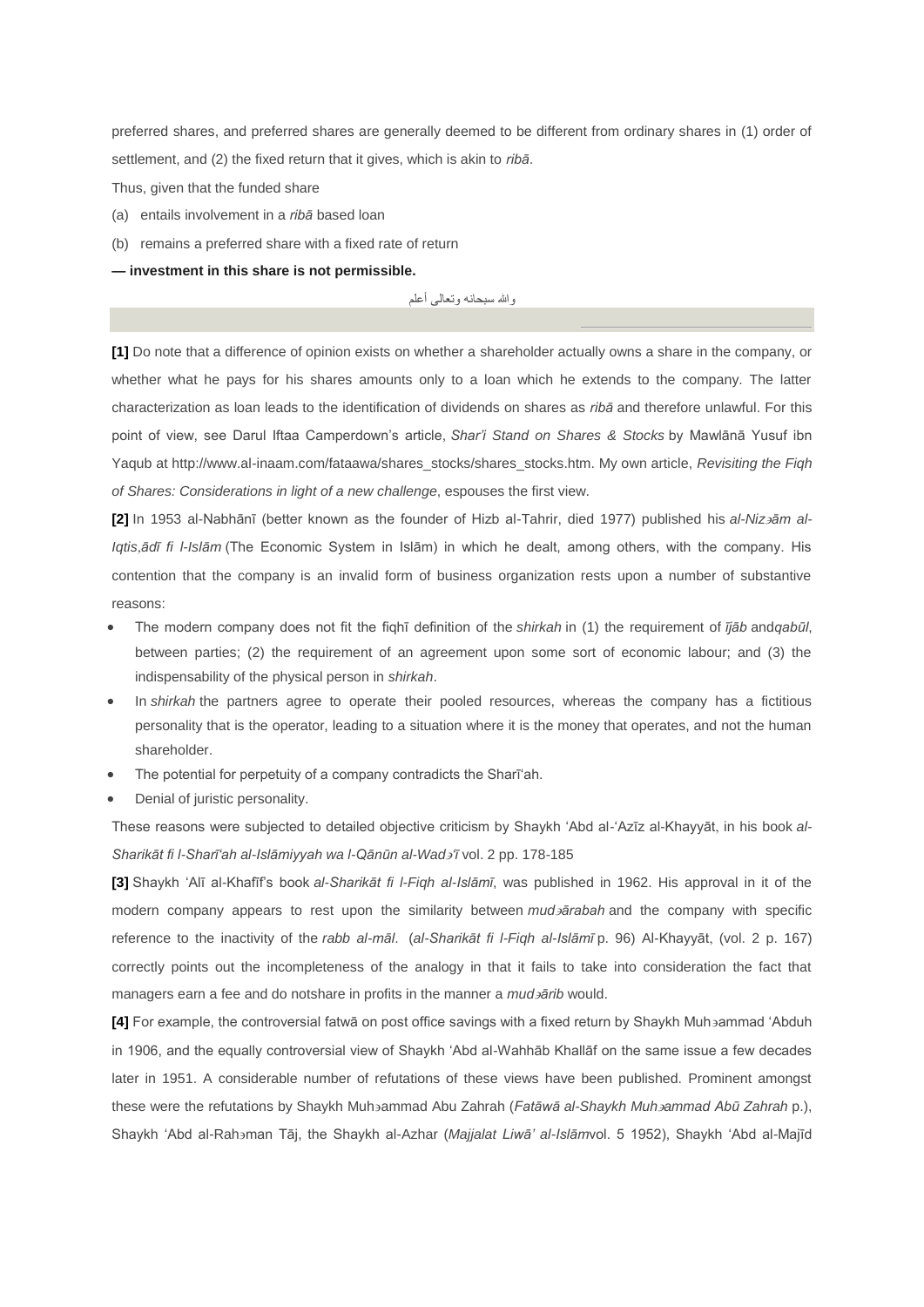preferred shares, and preferred shares are generally deemed to be different from ordinary shares in (1) order of settlement, and (2) the fixed return that it gives, which is akin to *ribā*.

Thus, given that the funded share

(a) entails involvement in a *ribā* based loan

(b) remains a preferred share with a fixed rate of return

**— investment in this share is not permissible.**

والله سبحانه وتعالى أعلم

---

**[1]** Do note that a difference of opinion exists on whether a shareholder actually owns a share in the company, or whether what he pays for his shares amounts only to a loan which he extends to the company. The latter characterization as loan leads to the identification of dividends on shares as *ribā* and therefore unlawful. For this point of view, see Darul Iftaa Camperdown's article, *Shar'i Stand on Shares & Stocks* by Mawlānā Yusuf ibn Yaqub at http://www.al-inaam.com/fataawa/shares_stocks/shares_stocks.htm. My own article, *Revisiting the Fiqh of Shares: Considerations in light of a new challenge*, espouses the first view.

**[2]** In 1953 al-Nabhānī (better known as the founder of Hizb al-Tahrir, died 1977) published his *al-Nizִām al-Iqtis,ādī fi l-Islām* (The Economic System in Islām) in which he dealt, among others, with the company. His contention that the company is an invalid form of business organization rests upon a number of substantive reasons:

- The modern company does not fit the fiqhī definition of the *shirkah* in (1) the requirement of *ījāb* and*qabūl*, between parties; (2) the requirement of an agreement upon some sort of economic labour; and (3) the indispensability of the physical person in *shirkah*.
- In *shirkah* the partners agree to operate their pooled resources, whereas the company has a fictitious personality that is the operator, leading to a situation where it is the money that operates, and not the human shareholder.
- The potential for perpetuity of a company contradicts the Sharī'ah.
- Denial of juristic personality.

These reasons were subjected to detailed objective criticism by Shaykh 'Abd al-'Azīz al-Khayyāt, in his book *al-Sharikāt fi l-Sharī'ah al-Islāmiyyah wa l-Qānūn al-Wadִ'ī* vol. 2 pp. 178-185

**[3]** Shaykh 'Alī al-Khafīf's book *al-Sharikāt fi l-Fiqh al-Islāmī*, was published in 1962. His approval in it of the modern company appears to rest upon the similarity between *mudִārabah* and the company with specific reference to the inactivity of the *rabb al-māl*. (*al-Sharikāt fi l-Fiqh al-Islāmī* p. 96) Al-Khayyāt, (vol. 2 p. 167) correctly points out the incompleteness of the analogy in that it fails to take into consideration the fact that managers earn a fee and do notshare in profits in the manner a *mudִārib* would.

**[4]** For example, the controversial fatwā on post office savings with a fixed return by Shaykh Muhִammad 'Abduh in 1906, and the equally controversial view of Shaykh 'Abd al-Wahhāb Khallāf on the same issue a few decades later in 1951. A considerable number of refutations of these views have been published. Prominent amongst these were the refutations by Shaykh Muhִammad Abu Zahrah (*Fatāwā al-Shaykh Muhִammad Abū Zahrah* p.), Shaykh 'Abd al-Rahִman Tāj, the Shaykh al-Azhar (*Majjalat Liwā' al-Islām*vol. 5 1952), Shaykh 'Abd al-Majīd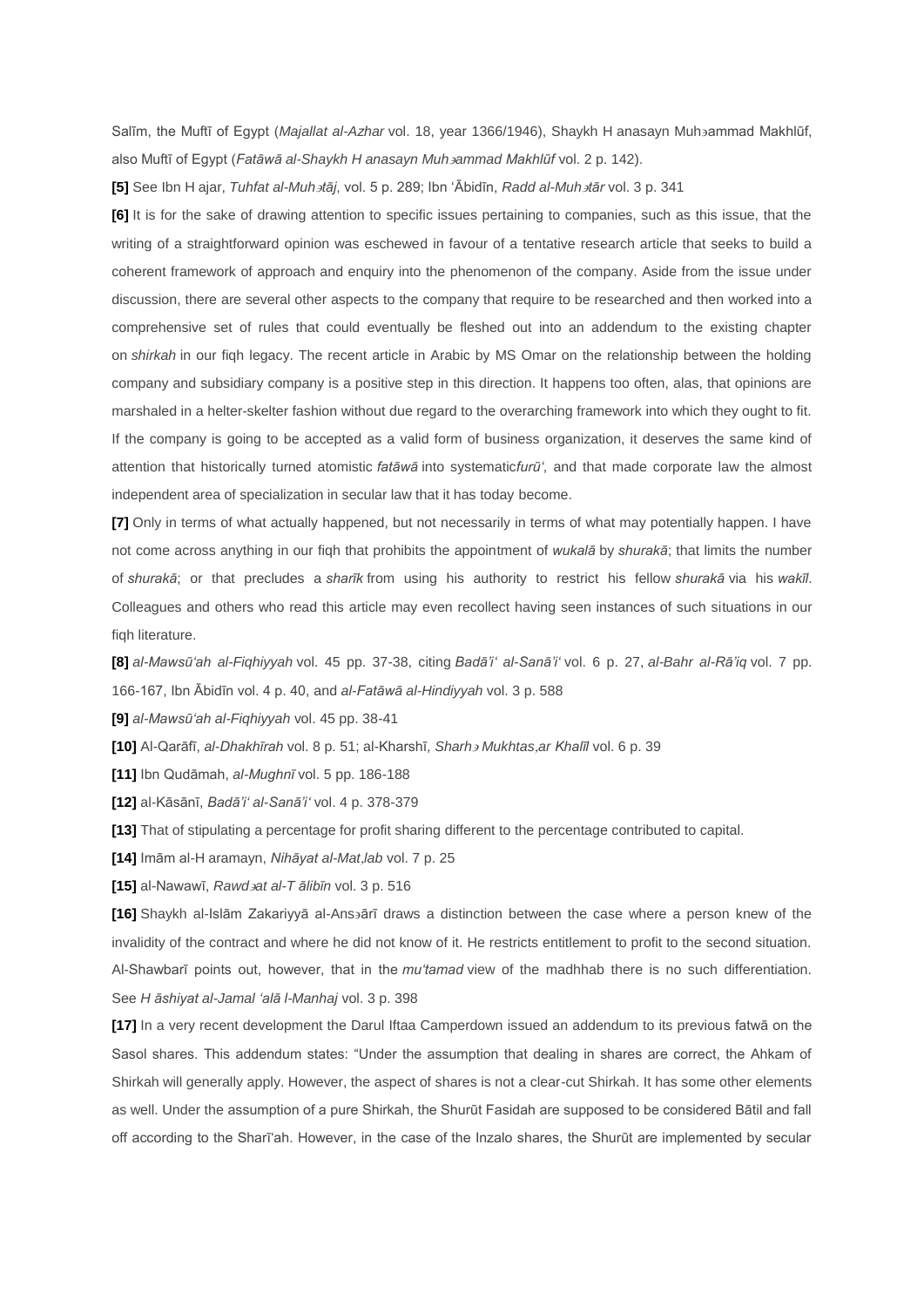Salīm, the Muftī of Egypt (*Majallat al-Azhar* vol. 18, year 1366/1946), Shaykh H anasayn Muhammad Makhlūf, also Muftī of Egypt (*Fatāwā al-Shaykh H anasayn Muhammad Makhlūf* vol. 2 p. 142).

**[5]** See Ibn H ajar, *Tuhfat al-Muhtāj*, vol. 5 p. 289; Ibn 'Ābidīn, *Radd al-Muhtār* vol. 3 p. 341

**[6]** It is for the sake of drawing attention to specific issues pertaining to companies, such as this issue, that the writing of a straightforward opinion was eschewed in favour of a tentative research article that seeks to build a coherent framework of approach and enquiry into the phenomenon of the company. Aside from the issue under discussion, there are several other aspects to the company that require to be researched and then worked into a comprehensive set of rules that could eventually be fleshed out into an addendum to the existing chapter on *shirkah* in our fiqh legacy. The recent article in Arabic by MS Omar on the relationship between the holding company and subsidiary company is a positive step in this direction. It happens too often, alas, that opinions are marshaled in a helter-skelter fashion without due regard to the overarching framework into which they ought to fit. If the company is going to be accepted as a valid form of business organization, it deserves the same kind of attention that historically turned atomistic *fatāwā* into systematic*furū'*, and that made corporate law the almost independent area of specialization in secular law that it has today become.

**[7]** Only in terms of what actually happened, but not necessarily in terms of what may potentially happen. I have not come across anything in our fiqh that prohibits the appointment of *wukalā* by *shurakā*; that limits the number of *shurakā*; or that precludes a *sharīk* from using his authority to restrict his fellow *shurakā* via his *wakīl*. Colleagues and others who read this article may even recollect having seen instances of such situations in our fiqh literature.

**[8]** *al-Mawsū'ah al-Fiqhiyyah* vol. 45 pp. 37-38, citing *Badā'i' al-Sanā'i'* vol. 6 p. 27, *al-Bahr al-Rā'iq* vol. 7 pp. 166-167, Ibn Ābidīn vol. 4 p. 40, and *al-Fatāwā al-Hindiyyah* vol. 3 p. 588

**[9]** *al-Mawsū'ah al-Fiqhiyyah* vol. 45 pp. 38-41

**[10]** Al-Qarāfī, *al-Dhakhīrah* vol. 8 p. 51; al-Kharshī, *Sharh Mukhtasar Khalīl* vol. 6 p. 39

**[11]** Ibn Qudāmah, *al-Mughnī* vol. 5 pp. 186-188

**[12]** al-Kāsānī, *Badā'i' al-Sanā'i'* vol. 4 p. 378-379

**[13]** That of stipulating a percentage for profit sharing different to the percentage contributed to capital.

**[14]** Imām al-H aramayn, *Nihāyat al-Matlab* vol. 7 p. 25

**[15]** al-Nawawī, *Rawdat al-T ālibīn* vol. 3 p. 516

**[16]** Shaykh al-Islām Zakariyyā al-Ansārī draws a distinction between the case where a person knew of the invalidity of the contract and where he did not know of it. He restricts entitlement to profit to the second situation. Al-Shawbarī points out, however, that in the *mu'tamad* view of the madhhab there is no such differentiation. See *H āshiyat al-Jamal 'alā l-Manhaj* vol. 3 p. 398

**[17]** In a very recent development the Darul Iftaa Camperdown issued an addendum to its previous fatwā on the Sasol shares. This addendum states: "Under the assumption that dealing in shares are correct, the Ahkam of Shirkah will generally apply. However, the aspect of shares is not a clear-cut Shirkah. It has some other elements as well. Under the assumption of a pure Shirkah, the Shurūt Fasidah are supposed to be considered Bātil and fall off according to the Sharī'ah. However, in the case of the Inzalo shares, the Shurūt are implemented by secular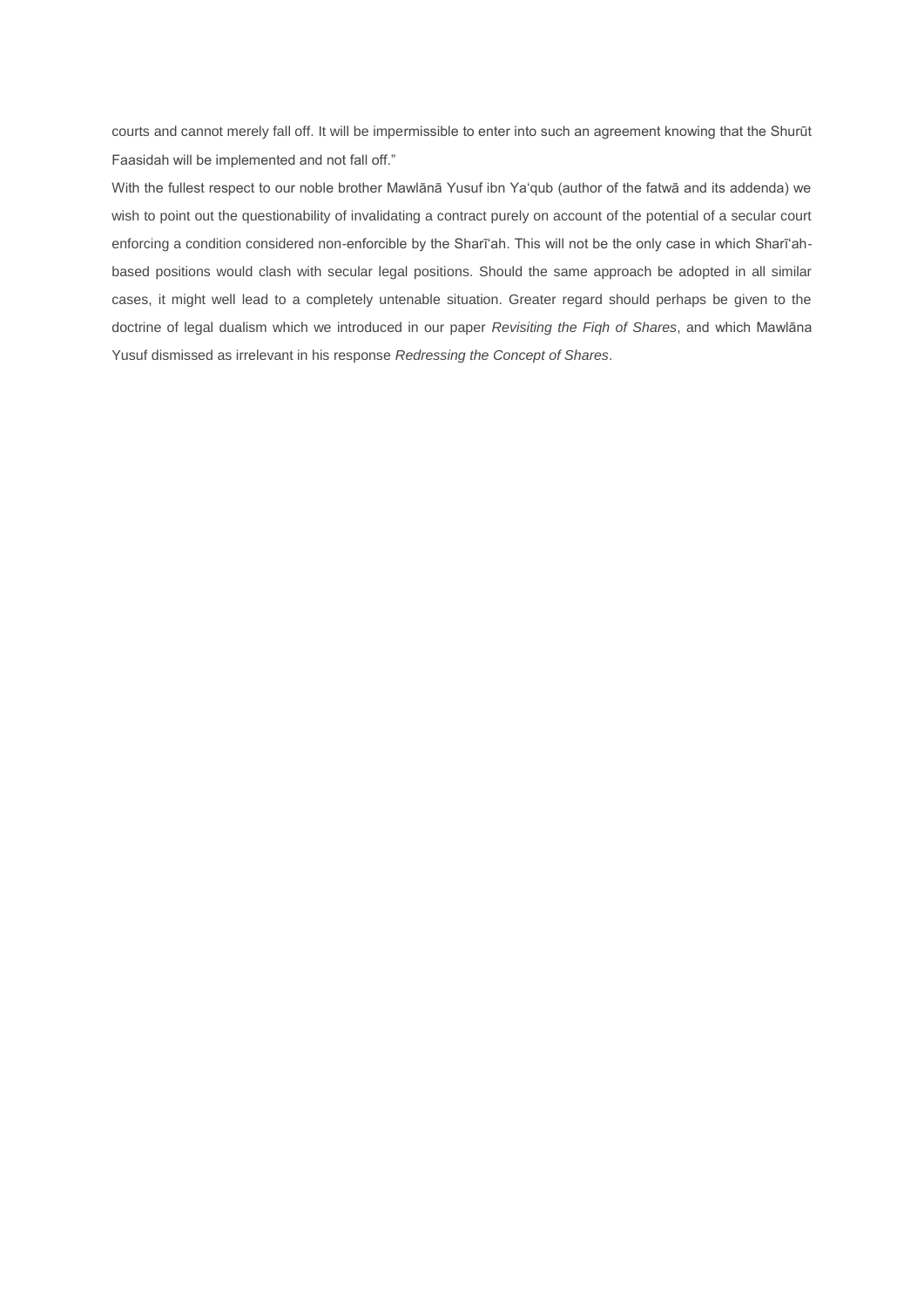courts and cannot merely fall off. It will be impermissible to enter into such an agreement knowing that the Shurūt Faasidah will be implemented and not fall off."

With the fullest respect to our noble brother Mawlānā Yusuf ibn Ya'qub (author of the fatwā and its addenda) we wish to point out the questionability of invalidating a contract purely on account of the potential of a secular court enforcing a condition considered non-enforcible by the Sharī'ah. This will not be the only case in which Sharī'ah-based positions would clash with secular legal positions. Should the same approach be adopted in all similar cases, it might well lead to a completely untenable situation. Greater regard should perhaps be given to the doctrine of legal dualism which we introduced in our paper *Revisiting the Fiqh of Shares*, and which Mawlāna Yusuf dismissed as irrelevant in his response *Redressing the Concept of Shares*.